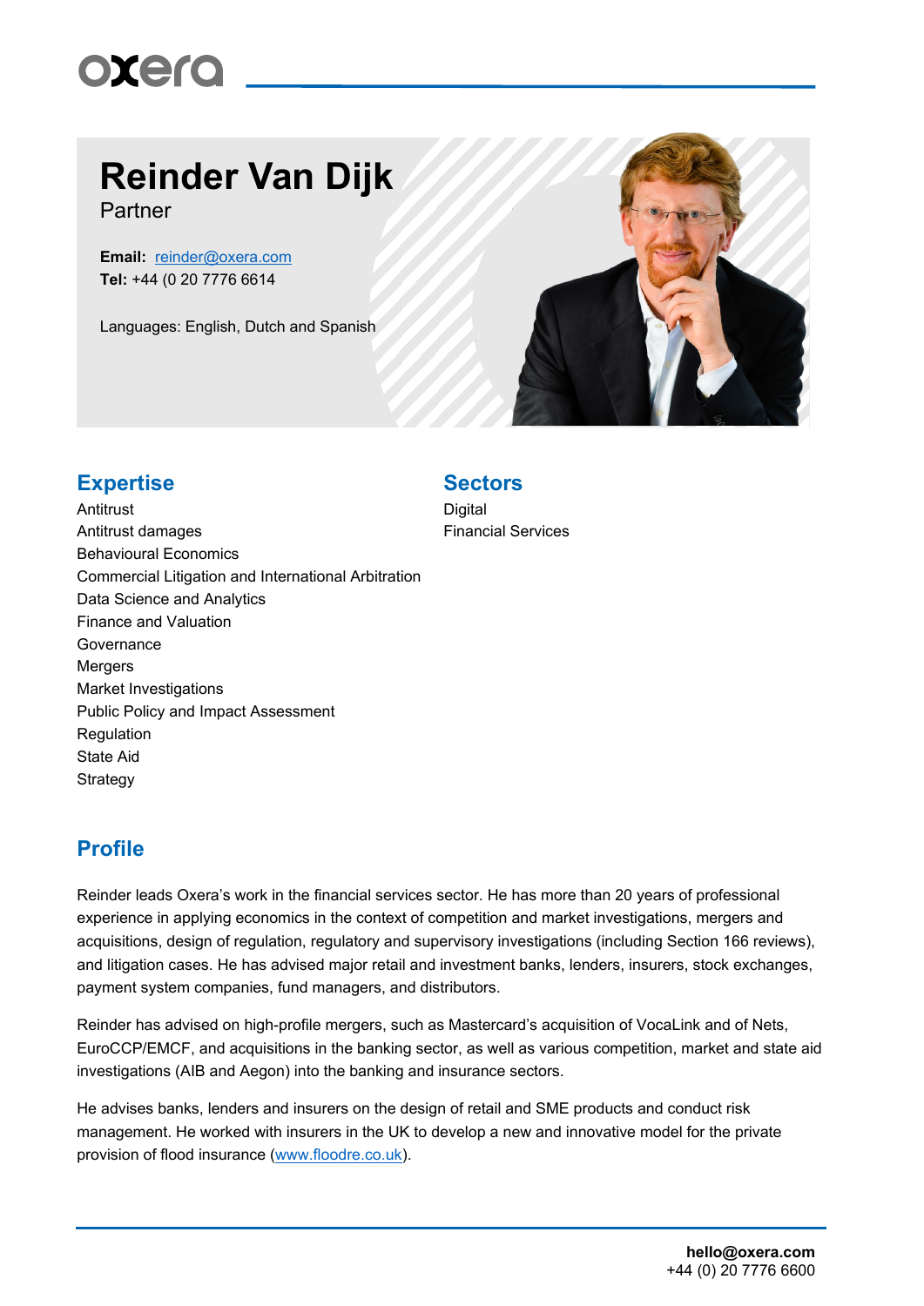# Reinder Van Dijk

Partner

**Email:** reinder@oxera.com
**Tel:** +44 (0 20 7776 6614

Languages: English, Dutch and Spanish

## Expertise

Antitrust
Antitrust damages
Behavioural Economics
Commercial Litigation and International Arbitration
Data Science and Analytics
Finance and Valuation
Governance
Mergers
Market Investigations
Public Policy and Impact Assessment
Regulation
State Aid
Strategy

## Sectors

Digital
Financial Services

## Profile

Reinder leads Oxera's work in the financial services sector. He has more than 20 years of professional experience in applying economics in the context of competition and market investigations, mergers and acquisitions, design of regulation, regulatory and supervisory investigations (including Section 166 reviews), and litigation cases. He has advised major retail and investment banks, lenders, insurers, stock exchanges, payment system companies, fund managers, and distributors.

Reinder has advised on high-profile mergers, such as Mastercard's acquisition of VocaLink and of Nets, EuroCCP/EMCF, and acquisitions in the banking sector, as well as various competition, market and state aid investigations (AIB and Aegon) into the banking and insurance sectors.

He advises banks, lenders and insurers on the design of retail and SME products and conduct risk management. He worked with insurers in the UK to develop a new and innovative model for the private provision of flood insurance (www.floodre.co.uk).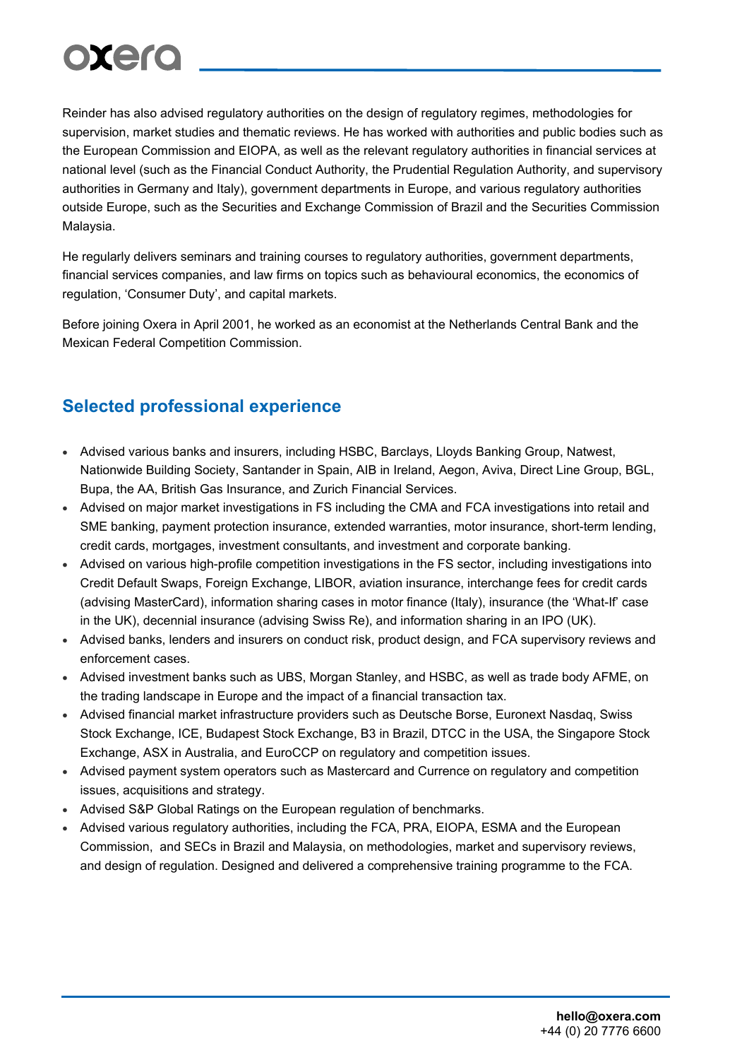Reinder has also advised regulatory authorities on the design of regulatory regimes, methodologies for supervision, market studies and thematic reviews. He has worked with authorities and public bodies such as the European Commission and EIOPA, as well as the relevant regulatory authorities in financial services at national level (such as the Financial Conduct Authority, the Prudential Regulation Authority, and supervisory authorities in Germany and Italy), government departments in Europe, and various regulatory authorities outside Europe, such as the Securities and Exchange Commission of Brazil and the Securities Commission Malaysia.

He regularly delivers seminars and training courses to regulatory authorities, government departments, financial services companies, and law firms on topics such as behavioural economics, the economics of regulation, 'Consumer Duty', and capital markets.

Before joining Oxera in April 2001, he worked as an economist at the Netherlands Central Bank and the Mexican Federal Competition Commission.

## Selected professional experience

- Advised various banks and insurers, including HSBC, Barclays, Lloyds Banking Group, Natwest, Nationwide Building Society, Santander in Spain, AIB in Ireland, Aegon, Aviva, Direct Line Group, BGL, Bupa, the AA, British Gas Insurance, and Zurich Financial Services.
- Advised on major market investigations in FS including the CMA and FCA investigations into retail and SME banking, payment protection insurance, extended warranties, motor insurance, short-term lending, credit cards, mortgages, investment consultants, and investment and corporate banking.
- Advised on various high-profile competition investigations in the FS sector, including investigations into Credit Default Swaps, Foreign Exchange, LIBOR, aviation insurance, interchange fees for credit cards (advising MasterCard), information sharing cases in motor finance (Italy), insurance (the 'What-If' case in the UK), decennial insurance (advising Swiss Re), and information sharing in an IPO (UK).
- Advised banks, lenders and insurers on conduct risk, product design, and FCA supervisory reviews and enforcement cases.
- Advised investment banks such as UBS, Morgan Stanley, and HSBC, as well as trade body AFME, on the trading landscape in Europe and the impact of a financial transaction tax.
- Advised financial market infrastructure providers such as Deutsche Borse, Euronext Nasdaq, Swiss Stock Exchange, ICE, Budapest Stock Exchange, B3 in Brazil, DTCC in the USA, the Singapore Stock Exchange, ASX in Australia, and EuroCCP on regulatory and competition issues.
- Advised payment system operators such as Mastercard and Currence on regulatory and competition issues, acquisitions and strategy.
- Advised S&P Global Ratings on the European regulation of benchmarks.
- Advised various regulatory authorities, including the FCA, PRA, EIOPA, ESMA and the European Commission, and SECs in Brazil and Malaysia, on methodologies, market and supervisory reviews, and design of regulation. Designed and delivered a comprehensive training programme to the FCA.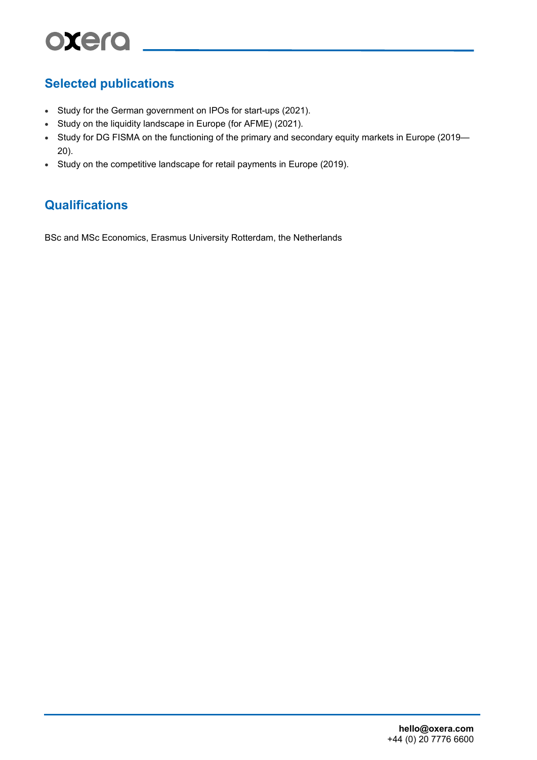## Selected publications

- Study for the German government on IPOs for start-ups (2021).
- Study on the liquidity landscape in Europe (for AFME) (2021).
- Study for DG FISMA on the functioning of the primary and secondary equity markets in Europe (2019—20).
- Study on the competitive landscape for retail payments in Europe (2019).

## Qualifications

BSc and MSc Economics, Erasmus University Rotterdam, the Netherlands